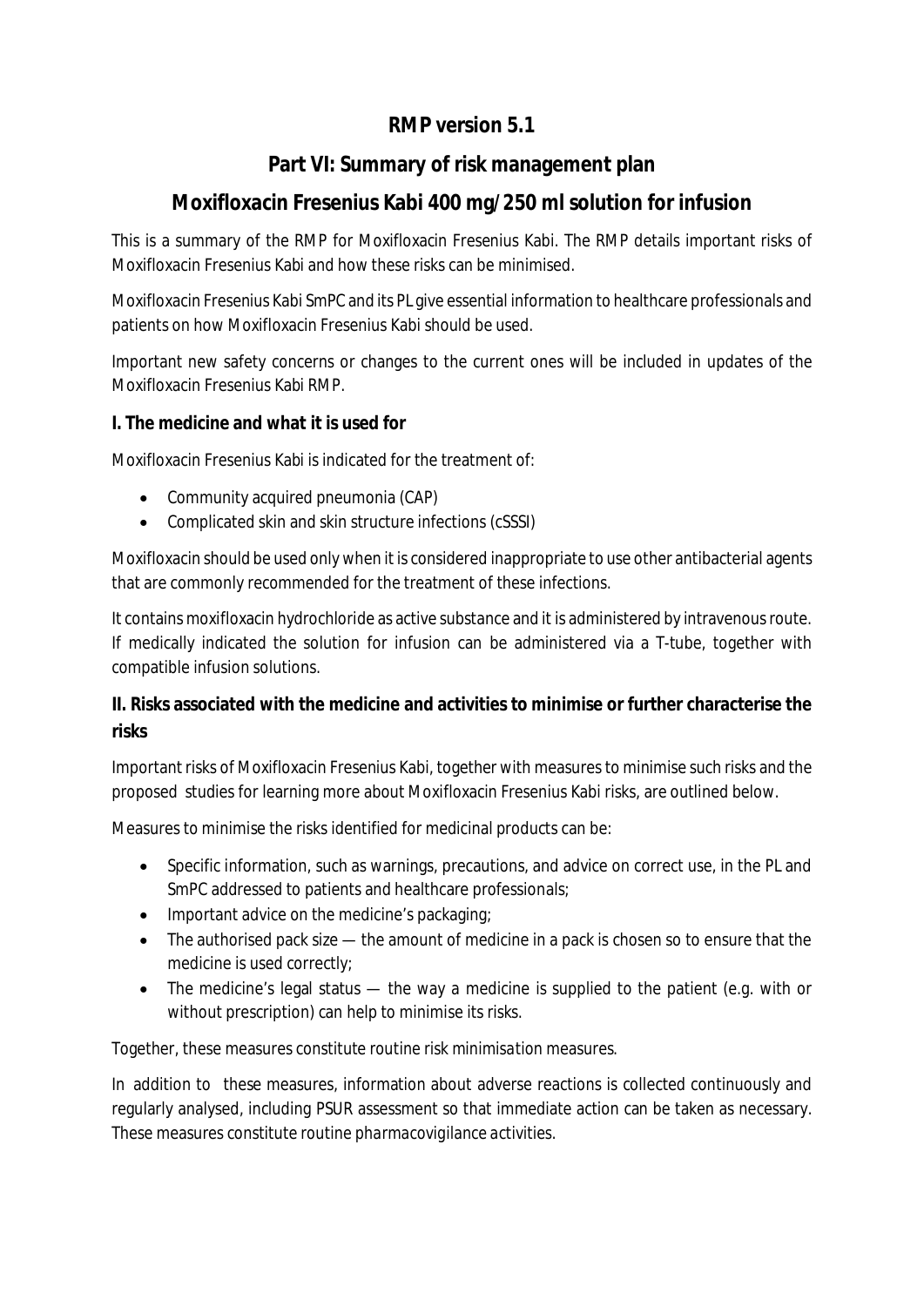# RMP version 5.1

# Part VI: Summary of risk management plan

# Moxifloxacin Fresenius Kabi 400 mg/250 ml solution for infusion

This is a summary of the RMP for Moxifloxacin Fresenius Kabi. The RMP details important risks of Moxifloxacin Fresenius Kabi and how these risks can be minimised.

Moxifloxacin Fresenius Kabi SmPC and its PL give essential information to healthcare professionals and patients on how Moxifloxacin Fresenius Kabi should be used.

Important new safety concerns or changes to the current ones will be included in updates of the Moxifloxacin Fresenius Kabi RMP.

## I. The medicine and what it is used for

Moxifloxacin Fresenius Kabi is indicated for the treatment of:

- Community acquired pneumonia (CAP)
- Complicated skin and skin structure infections (cSSSI)

Moxifloxacin should be used only when it is considered inappropriate to use other antibacterial agents that are commonly recommended for the treatment of these infections.

It contains moxifloxacin hydrochloride as active substance and it is administered by intravenous route. If medically indicated the solution for infusion can be administered via a T-tube, together with compatible infusion solutions.

## II. Risks associated with the medicine and activities to minimise or further characterise the risks

Important risks of Moxifloxacin Fresenius Kabi, together with measures to minimise such risks and the proposed studies for learning more about Moxifloxacin Fresenius Kabi risks, are outlined below.

Measures to minimise the risks identified for medicinal products can be:

- Specific information, such as warnings, precautions, and advice on correct use, in the PL and SmPC addressed to patients and healthcare professionals;
- Important advice on the medicine's packaging;
- The authorised pack size — the amount of medicine in a pack is chosen so to ensure that the medicine is used correctly;
- The medicine's legal status — the way a medicine is supplied to the patient (e.g. with or without prescription) can help to minimise its risks.

Together, these measures constitute *routine risk minimisation* measures.

In addition to these measures, information about adverse reactions is collected continuously and regularly analysed, including PSUR assessment so that immediate action can be taken as necessary. These measures constitute *routine pharmacovigilance activities*.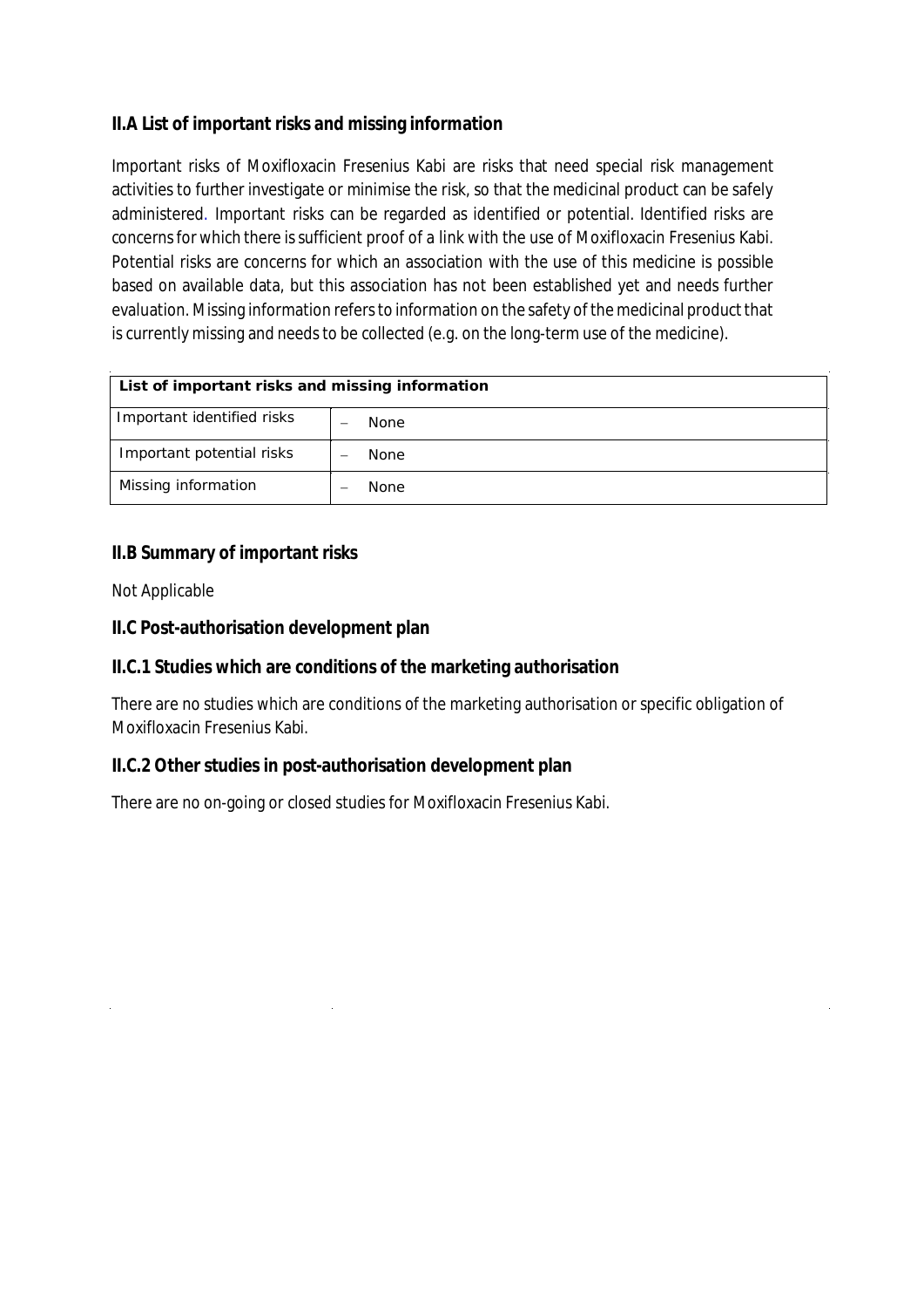## II.A List of important risks and missing information

Important risks of Moxifloxacin Fresenius Kabi are risks that need special risk management activities to further investigate or minimise the risk, so that the medicinal product can be safely administered. Important risks can be regarded as identified or potential. Identified risks are concerns for which there is sufficient proof of a link with the use of Moxifloxacin Fresenius Kabi. Potential risks are concerns for which an association with the use of this medicine is possible based on available data, but this association has not been established yet and needs further evaluation. Missing information refers to information on the safety of the medicinal product that is currently missing and needs to be collected (e.g. on the long-term use of the medicine).

| List of important risks and missing information | |
|---|---|
| Important identified risks | – None |
| Important potential risks | – None |
| Missing information | – None |

## II.B Summary of important risks

Not Applicable

## II.C Post-authorisation development plan

### II.C.1 Studies which are conditions of the marketing authorisation

There are no studies which are conditions of the marketing authorisation or specific obligation of Moxifloxacin Fresenius Kabi.

### II.C.2 Other studies in post-authorisation development plan

There are no on-going or closed studies for Moxifloxacin Fresenius Kabi.